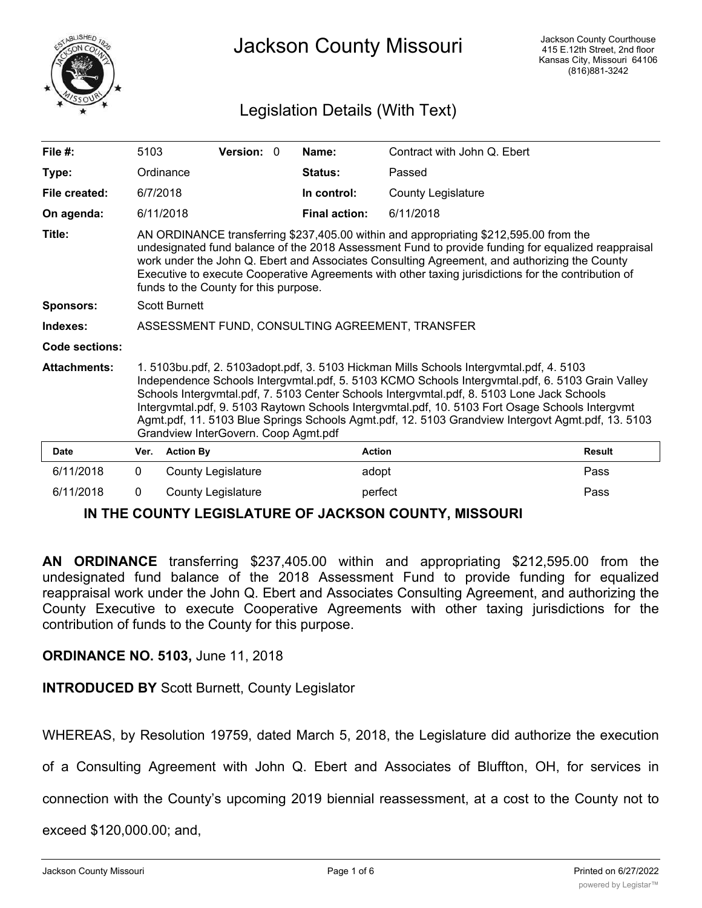# Jackson County Missouri

Jackson County Courthouse
415 E.12th Street, 2nd floor
Kansas City, Missouri 64106
(816)881-3242

## Legislation Details (With Text)

| | | | | | |
|---|---|---|---|---|---|
| **File #:** | 5103 | **Version:** 0 | | **Name:** | Contract with John Q. Ebert |
| **Type:** | Ordinance | | | **Status:** | Passed |
| **File created:** | 6/7/2018 | | | **In control:** | County Legislature |
| **On agenda:** | 6/11/2018 | | | **Final action:** | 6/11/2018 |

**Title:** AN ORDINANCE transferring $237,405.00 within and appropriating $212,595.00 from the undesignated fund balance of the 2018 Assessment Fund to provide funding for equalized reappraisal work under the John Q. Ebert and Associates Consulting Agreement, and authorizing the County Executive to execute Cooperative Agreements with other taxing jurisdictions for the contribution of funds to the County for this purpose.

**Sponsors:** Scott Burnett

**Indexes:** ASSESSMENT FUND, CONSULTING AGREEMENT, TRANSFER

**Code sections:**

**Attachments:** 1. 5103bu.pdf, 2. 5103adopt.pdf, 3. 5103 Hickman Mills Schools Intergvmtal.pdf, 4. 5103 Independence Schools Intergvmtal.pdf, 5. 5103 KCMO Schools Intergvmtal.pdf, 6. 5103 Grain Valley Schools Intergvmtal.pdf, 7. 5103 Center Schools Intergvmtal.pdf, 8. 5103 Lone Jack Schools Intergvmtal.pdf, 9. 5103 Raytown Schools Intergvmtal.pdf, 10. 5103 Fort Osage Schools Intergvmt Agmt.pdf, 11. 5103 Blue Springs Schools Agmt.pdf, 12. 5103 Grandview Intergovt Agmt.pdf, 13. 5103 Grandview InterGovern. Coop Agmt.pdf

| Date | Ver. | Action By | Action | Result |
|---|---|---|---|---|
| 6/11/2018 | 0 | County Legislature | adopt | Pass |
| 6/11/2018 | 0 | County Legislature | perfect | Pass |

### IN THE COUNTY LEGISLATURE OF JACKSON COUNTY, MISSOURI

**AN ORDINANCE** transferring $237,405.00 within and appropriating $212,595.00 from the undesignated fund balance of the 2018 Assessment Fund to provide funding for equalized reappraisal work under the John Q. Ebert and Associates Consulting Agreement, and authorizing the County Executive to execute Cooperative Agreements with other taxing jurisdictions for the contribution of funds to the County for this purpose.

**ORDINANCE NO. 5103,** June 11, 2018

**INTRODUCED BY** Scott Burnett, County Legislator

WHEREAS, by Resolution 19759, dated March 5, 2018, the Legislature did authorize the execution of a Consulting Agreement with John Q. Ebert and Associates of Bluffton, OH, for services in connection with the County's upcoming 2019 biennial reassessment, at a cost to the County not to exceed $120,000.00; and,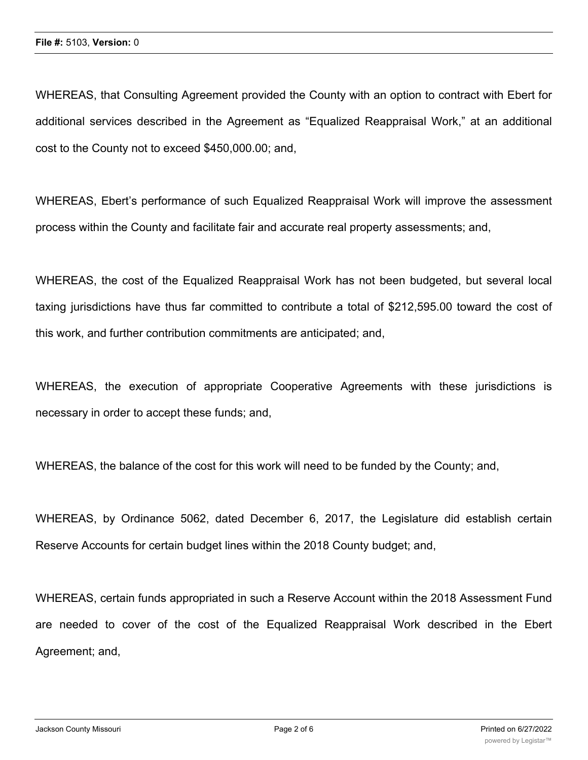WHEREAS, that Consulting Agreement provided the County with an option to contract with Ebert for additional services described in the Agreement as "Equalized Reappraisal Work," at an additional cost to the County not to exceed $450,000.00; and,

WHEREAS, Ebert's performance of such Equalized Reappraisal Work will improve the assessment process within the County and facilitate fair and accurate real property assessments; and,

WHEREAS, the cost of the Equalized Reappraisal Work has not been budgeted, but several local taxing jurisdictions have thus far committed to contribute a total of $212,595.00 toward the cost of this work, and further contribution commitments are anticipated; and,

WHEREAS, the execution of appropriate Cooperative Agreements with these jurisdictions is necessary in order to accept these funds; and,

WHEREAS, the balance of the cost for this work will need to be funded by the County; and,

WHEREAS, by Ordinance 5062, dated December 6, 2017, the Legislature did establish certain Reserve Accounts for certain budget lines within the 2018 County budget; and,

WHEREAS, certain funds appropriated in such a Reserve Account within the 2018 Assessment Fund are needed to cover of the cost of the Equalized Reappraisal Work described in the Ebert Agreement; and,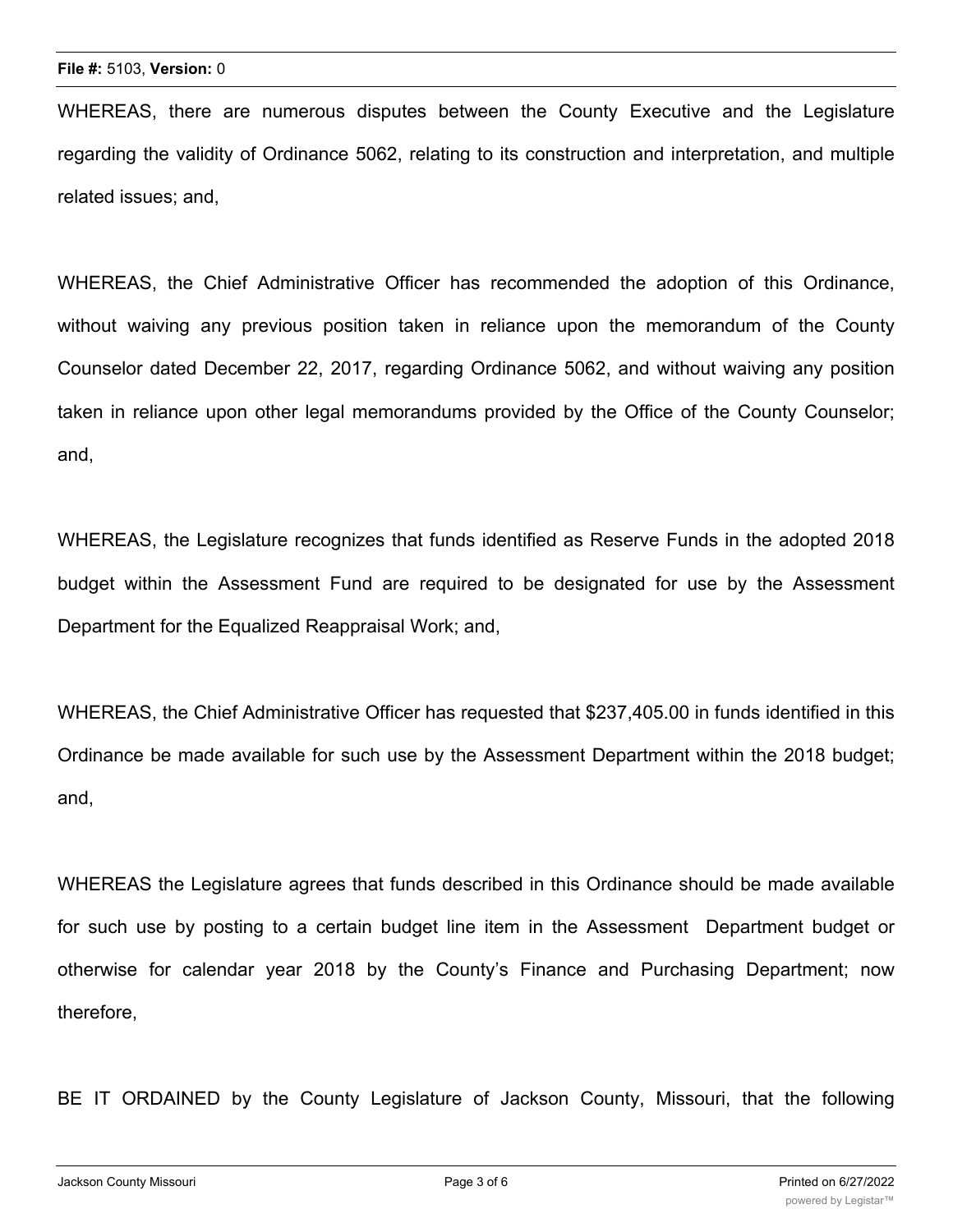WHEREAS, there are numerous disputes between the County Executive and the Legislature regarding the validity of Ordinance 5062, relating to its construction and interpretation, and multiple related issues; and,

WHEREAS, the Chief Administrative Officer has recommended the adoption of this Ordinance, without waiving any previous position taken in reliance upon the memorandum of the County Counselor dated December 22, 2017, regarding Ordinance 5062, and without waiving any position taken in reliance upon other legal memorandums provided by the Office of the County Counselor; and,

WHEREAS, the Legislature recognizes that funds identified as Reserve Funds in the adopted 2018 budget within the Assessment Fund are required to be designated for use by the Assessment Department for the Equalized Reappraisal Work; and,

WHEREAS, the Chief Administrative Officer has requested that $237,405.00 in funds identified in this Ordinance be made available for such use by the Assessment Department within the 2018 budget; and,

WHEREAS the Legislature agrees that funds described in this Ordinance should be made available for such use by posting to a certain budget line item in the Assessment Department budget or otherwise for calendar year 2018 by the County's Finance and Purchasing Department; now therefore,

BE IT ORDAINED by the County Legislature of Jackson County, Missouri, that the following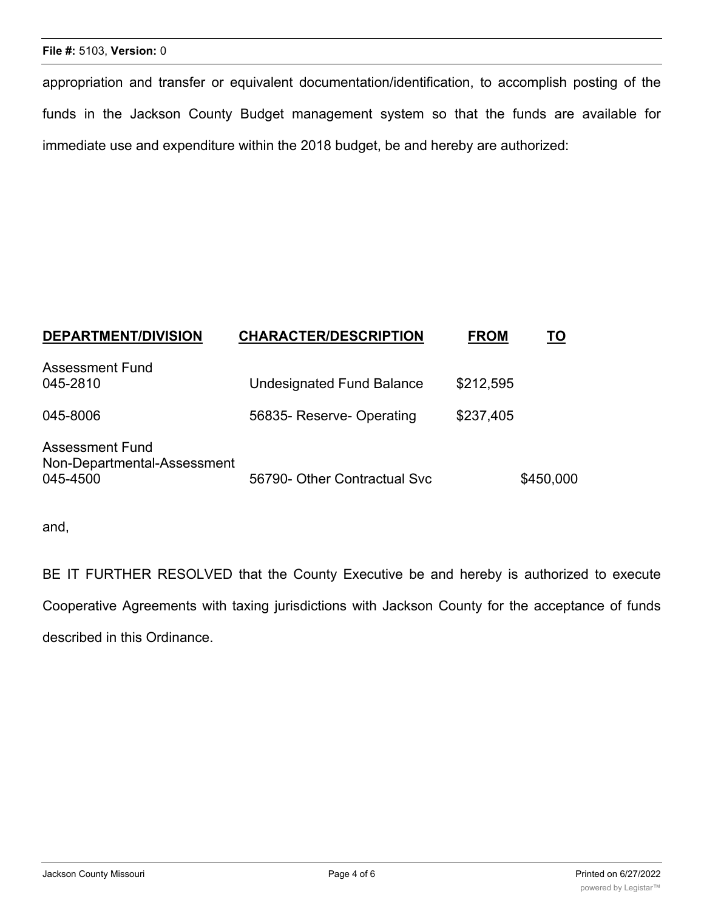appropriation and transfer or equivalent documentation/identification, to accomplish posting of the funds in the Jackson County Budget management system so that the funds are available for immediate use and expenditure within the 2018 budget, be and hereby are authorized:

| DEPARTMENT/DIVISION | CHARACTER/DESCRIPTION | FROM | TO |
|---|---|---|---|
| Assessment Fund<br>045-2810 | Undesignated Fund Balance | $212,595 | |
| 045-8006 | 56835- Reserve- Operating | $237,405 | |
| Assessment Fund<br>Non-Departmental-Assessment<br>045-4500 | 56790- Other Contractual Svc | | $450,000 |

and,

BE IT FURTHER RESOLVED that the County Executive be and hereby is authorized to execute Cooperative Agreements with taxing jurisdictions with Jackson County for the acceptance of funds described in this Ordinance.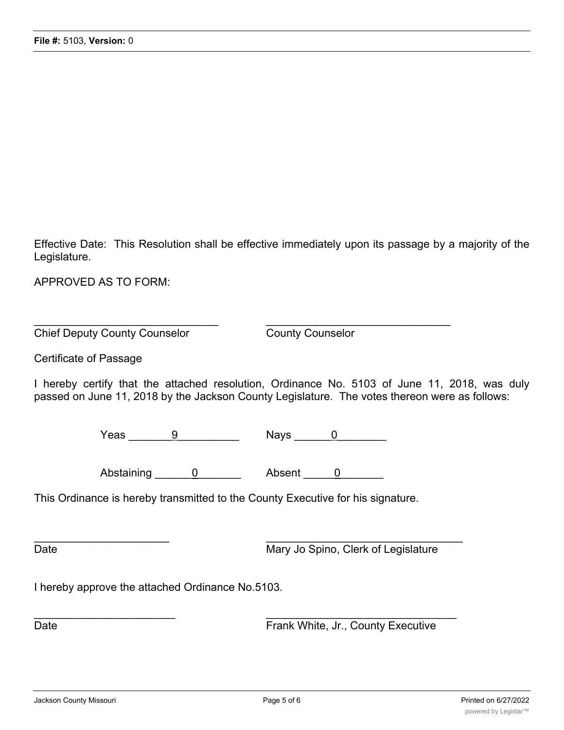Effective Date: This Resolution shall be effective immediately upon its passage by a majority of the Legislature.

APPROVED AS TO FORM:

_____________________________ _____________________________

Chief Deputy County Counselor County Counselor

Certificate of Passage

I hereby certify that the attached resolution, Ordinance No. 5103 of June 11, 2018, was duly passed on June 11, 2018 by the Jackson County Legislature. The votes thereon were as follows:

Yeas _______9_________ Nays ______0________

Abstaining ______0_______ Absent _____0_______

This Ordinance is hereby transmitted to the County Executive for his signature.

_____________________ _____________________________

Date Mary Jo Spino, Clerk of Legislature

I hereby approve the attached Ordinance No.5103.

_____________________ _____________________________

Date Frank White, Jr., County Executive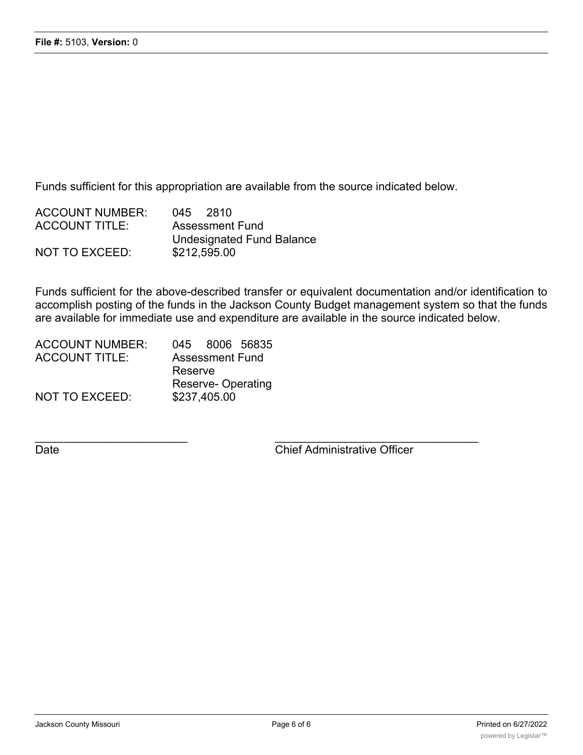Funds sufficient for this appropriation are available from the source indicated below.

| | |
|---|---|
| ACCOUNT NUMBER: | 045 2810 |
| ACCOUNT TITLE: | Assessment Fund<br>Undesignated Fund Balance |
| NOT TO EXCEED: | $212,595.00 |

Funds sufficient for the above-described transfer or equivalent documentation and/or identification to accomplish posting of the funds in the Jackson County Budget management system so that the funds are available for immediate use and expenditure are available in the source indicated below.

| | |
|---|---|
| ACCOUNT NUMBER: | 045 8006 56835 |
| ACCOUNT TITLE: | Assessment Fund<br>Reserve<br>Reserve- Operating |
| NOT TO EXCEED: | $237,405.00 |

________________________ ________________________________

Date Chief Administrative Officer